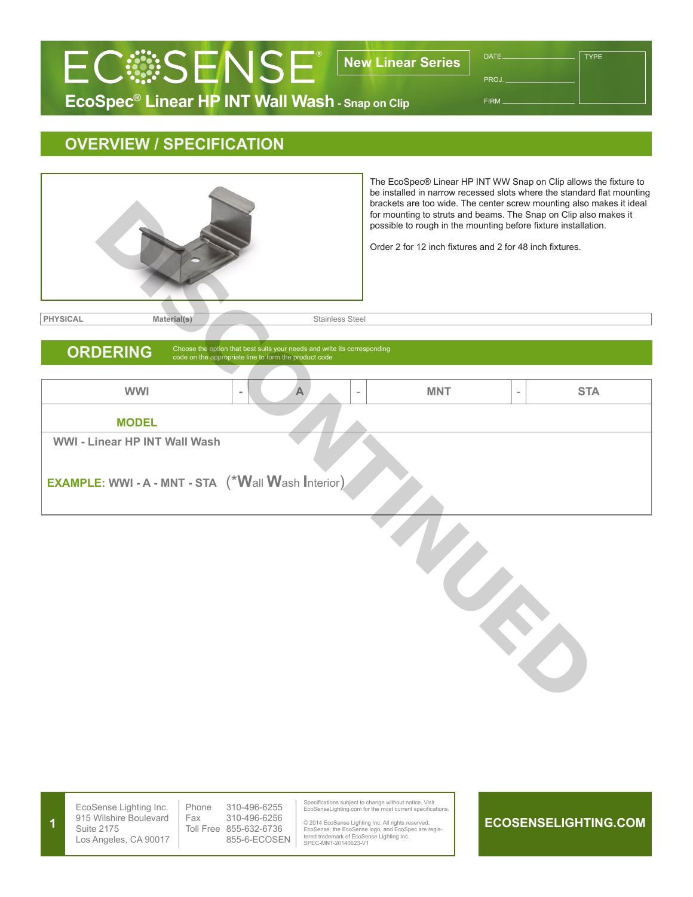# ECOSENSE®

**New Linear Series**

## EcoSpec® Linear HP INT Wall Wash - Snap on Clip

DATE ______ TYPE

PROJ. ______

FIRM ______

## OVERVIEW / SPECIFICATION

The EcoSpec® Linear HP INT WW Snap on Clip allows the fixture to be installed in narrow recessed slots where the standard flat mounting brackets are too wide. The center screw mounting also makes it ideal for mounting to struts and beams. The Snap on Clip also makes it possible to rough in the mounting before fixture installation.

Order 2 for 12 inch fixtures and 2 for 48 inch fixtures.

| PHYSICAL | Material(s) | Stainless Steel |
|---|---|---|

DISCONTINUED

## ORDERING

Choose the option that best suits your needs and write its corresponding code on the appropriate line to form the product code

| WWI | - | A | - | MNT | - | STA |
|---|---|---|---|---|---|---|

**MODEL**

WWI - Linear HP INT Wall Wash

**EXAMPLE:** WWI - A - MNT - STA (*Wall Wash Interior)

EcoSense Lighting Inc.
915 Wilshire Boulevard
Suite 2175
Los Angeles, CA 90017

Phone 310-496-6255
Fax 310-496-6256
Toll Free 855-632-6736
855-6-ECOSEN

Specifications subject to change without notice. Visit EcoSenseLighting.com for the most current specifications.

© 2014 EcoSense Lighting Inc. All rights reserved. EcoSense, the EcoSense logo, and EcoSpec are registered trademark of EcoSense Lighting Inc.
SPEC-MNT-20140623-V1

ECOSENSELIGHTING.COM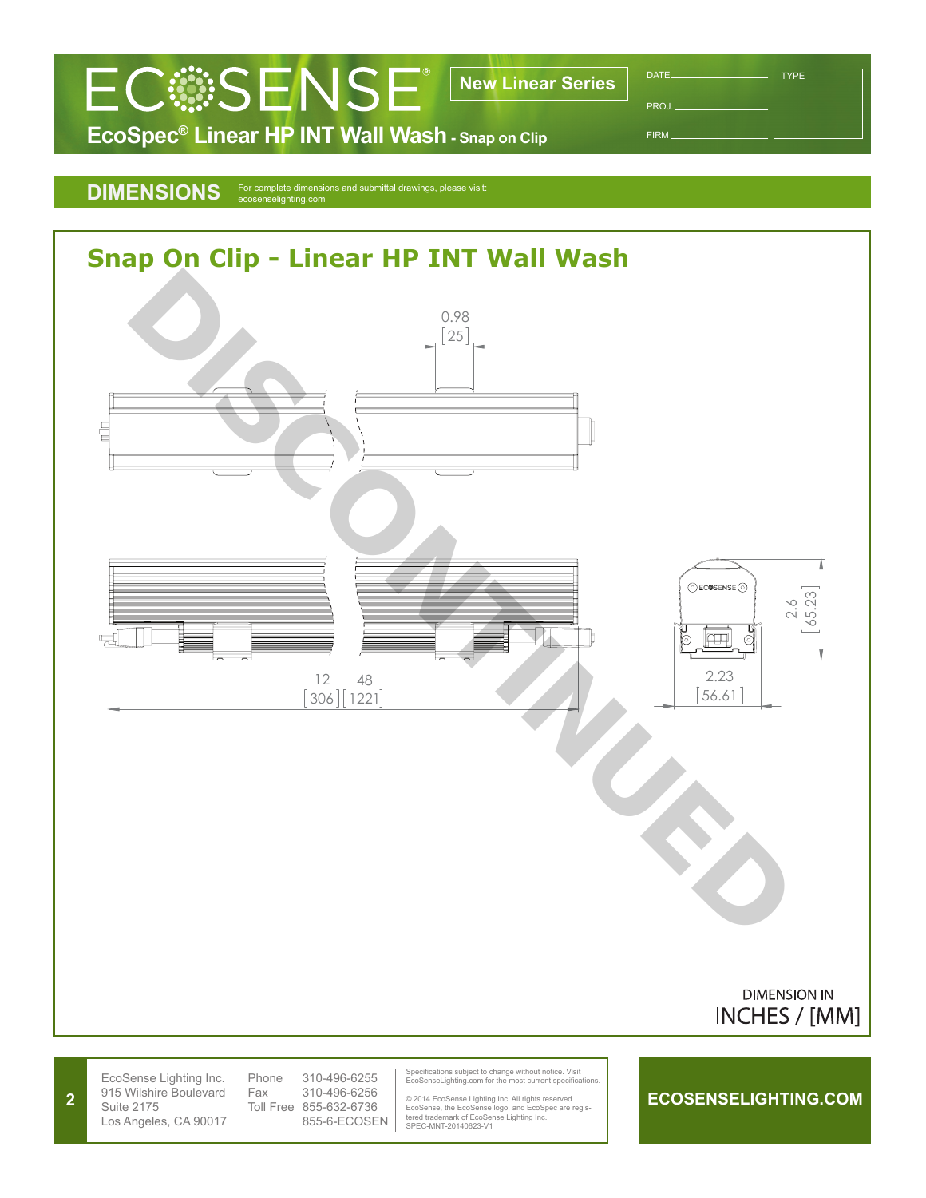# ECOSENSE®

**New Linear Series**

DATE ______ TYPE

PROJ. ______

FIRM ______

**EcoSpec® Linear HP INT Wall Wash - Snap on Clip**

## DIMENSIONS

For complete dimensions and submittal drawings, please visit: ecosenselighting.com

### Snap On Clip - Linear HP INT Wall Wash

DISCONTINUED

0.98
[25]

12 48
[306][1221]

2.6
[65.23]

2.23
[56.61]

DIMENSION IN
INCHES / [MM]

EcoSense Lighting Inc.
915 Wilshire Boulevard
Suite 2175
Los Angeles, CA 90017

Phone 310-496-6255
Fax 310-496-6256
Toll Free 855-632-6736
855-6-ECOSEN

Specifications subject to change without notice. Visit EcoSenseLighting.com for the most current specifications.

© 2014 EcoSense Lighting Inc. All rights reserved. EcoSense, the EcoSense logo, and EcoSpec are registered trademark of EcoSense Lighting Inc.
SPEC-MNT-20140623-V1

**ECOSENSELIGHTING.COM**